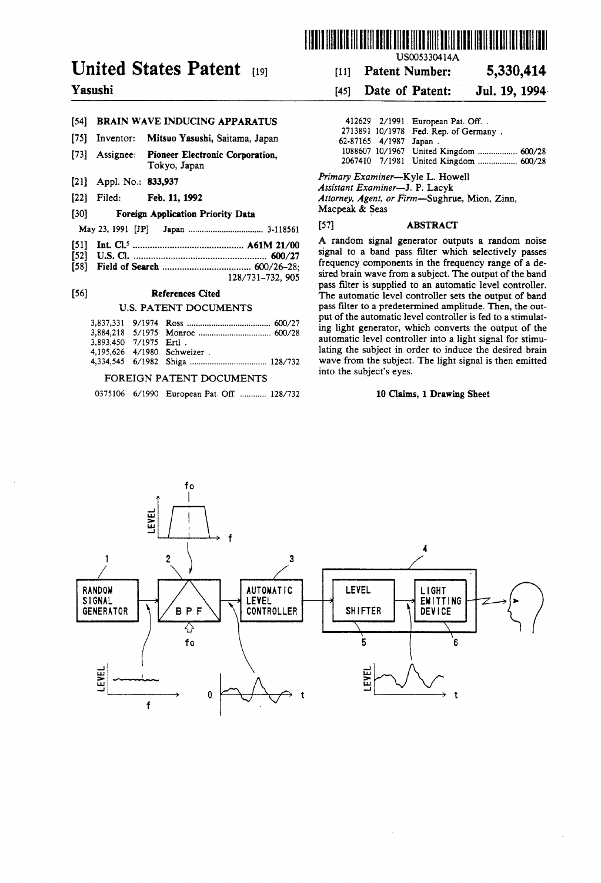# United States Patent [19]

**Yasushi**

[11] **Patent Number: 5,330,414**

[45] **Date of Patent: Jul. 19, 1994**

US005330414A

[54] **BRAIN WAVE INDUCING APPARATUS**

[75] Inventor: **Mitsuo Yasushi**, Saitama, Japan

[73] Assignee: **Pioneer Electronic Corporation**, Tokyo, Japan

[21] Appl. No.: **833,937**

[22] Filed: **Feb. 11, 1992**

[30] **Foreign Application Priority Data**

May 23, 1991 [JP] Japan .................................. 3-118561

[51] **Int. Cl.**[5] ............................................ **A61M 21/00**

[52] **U.S. Cl.** ...................................................... **600/27**

[58] **Field of Search** .................................... 600/26-28; 128/731-732, 905

[56] **References Cited**

U.S. PATENT DOCUMENTS

| | | | |
|---|---|---|---|
| 3,837,331 | 9/1974 | Ross | 600/27 |
| 3,884,218 | 5/1975 | Monroe | 600/28 |
| 3,893,450 | 7/1975 | Ertl . | |
| 4,195,626 | 4/1980 | Schweizer . | |
| 4,334,545 | 6/1982 | Shiga | 128/732 |

FOREIGN PATENT DOCUMENTS

| | | | |
|---|---|---|---|
| 0375106 | 6/1990 | European Pat. Off. | 128/732 |
| 412629 | 2/1991 | European Pat. Off. . | |
| 2713891 | 10/1978 | Fed. Rep. of Germany . | |
| 62-87165 | 4/1987 | Japan . | |
| 1088607 | 10/1967 | United Kingdom | 600/28 |
| 2067410 | 7/1981 | United Kingdom | 600/28 |

*Primary Examiner*—Kyle L. Howell
*Assistant Examiner*—J. P. Lacyk
*Attorney, Agent, or Firm*—Sughrue, Mion, Zinn, Macpeak & Seas

[57] **ABSTRACT**

A random signal generator outputs a random noise signal to a band pass filter which selectively passes frequency components in the frequency range of a desired brain wave from a subject. The output of the band pass filter is supplied to an automatic level controller. The automatic level controller sets the output of band pass filter to a predetermined amplitude. Then, the output of the automatic level controller is fed to a stimulating light generator, which converts the output of the automatic level controller into a light signal for stimulating the subject in order to induce the desired brain wave from the subject. The light signal is then emitted into the subject's eyes.

**10 Claims, 1 Drawing Sheet**

RANDOM SIGNAL GENERATOR (1) → BPF (2, $f_o$) → AUTOMATIC LEVEL CONTROLLER (3) → [LEVEL SHIFTER (5) → LIGHT EMITTING DEVICE (6)] (4)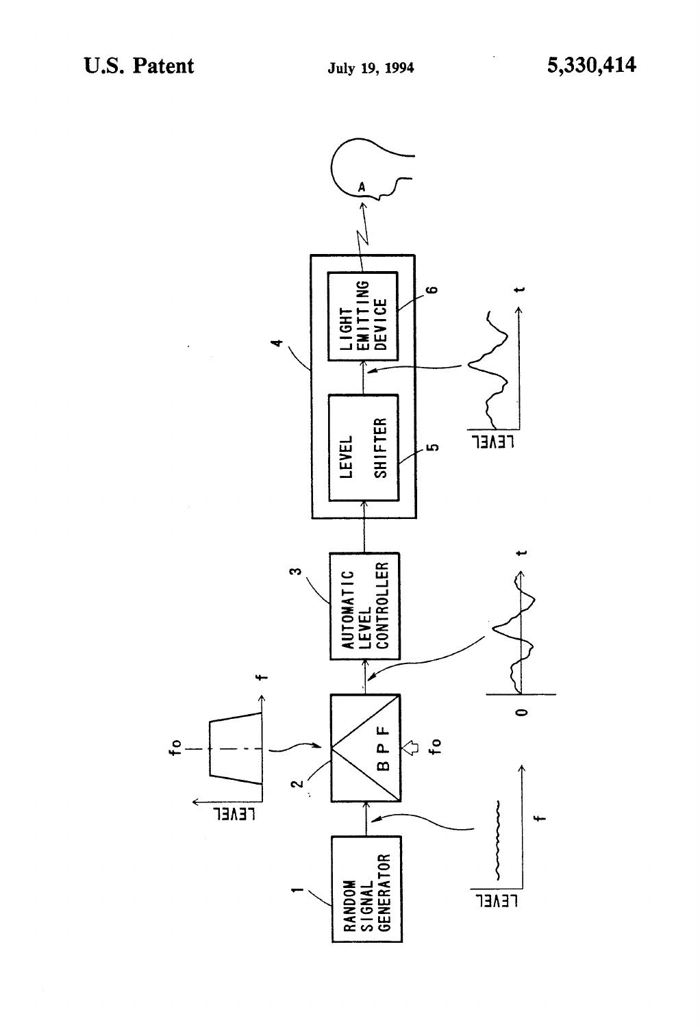RANDOM SIGNAL GENERATOR

BPF

$f_0$

AUTOMATIC LEVEL CONTROLLER

LEVEL SHIFTER

LIGHT EMITTING DEVICE

A

LEVEL

f

t

0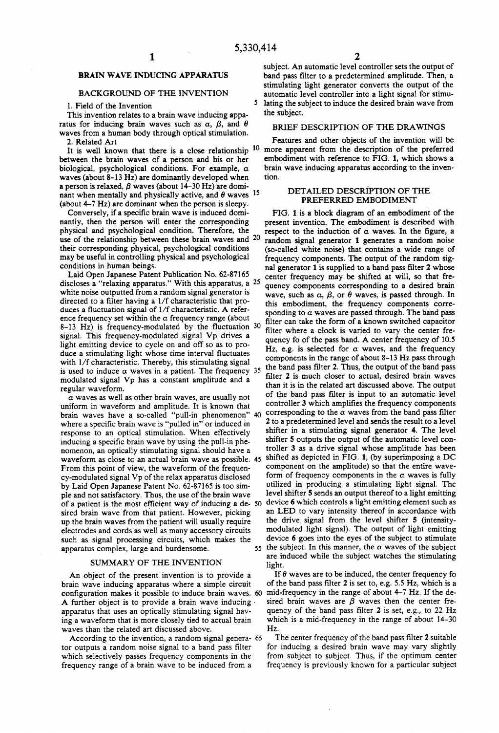# BRAIN WAVE INDUCING APPARATUS

## BACKGROUND OF THE INVENTION

### 1. Field of the Invention

This invention relates to a brain wave inducing apparatus for inducing brain waves such as $\alpha$, $\beta$, and $\theta$ waves from a human body through optical stimulation.

### 2. Related Art

It is well known that there is a close relationship between the brain waves of a person and his or her biological, psychological conditions. For example, $\alpha$ waves (about 8–13 Hz) are dominantly developed when a person is relaxed, $\beta$ waves (about 14–30 Hz) are dominant when mentally and physically active, and $\theta$ waves (about 4–7 Hz) are dominant when the person is sleepy.

Conversely, if a specific brain wave is induced dominantly, then the person will enter the corresponding physical and psychological condition. Therefore, the use of the relationship between these brain waves and their corresponding physical, psychological conditions may be useful in controlling physical and psychological conditions in human beings.

Laid Open Japanese Patent Publication No. 62-87165 discloses a "relaxing apparatus." With this apparatus, a white noise outputted from a random signal generator is directed to a filter having a 1/f characteristic that produces a fluctuation signal of 1/f characteristic. A reference frequency set within the $\alpha$ frequency range (about 8–13 Hz) is frequency-modulated by the fluctuation signal. This frequency-modulated signal Vp drives a light emitting device to cycle on and off so as to produce a stimulating light whose time interval fluctuates with 1/f characteristic. Thereby, this stimulating signal is used to induce $\alpha$ waves in a patient. The frequency modulated signal Vp has a constant amplitude and a regular waveform.

$\alpha$ waves as well as other brain waves, are usually not uniform in waveform and amplitude. It is known that brain waves have a so-called "pull-in phenomenon" where a specific brain wave is "pulled in" or induced in response to an optical stimulation. When effectively inducing a specific brain wave by using the pull-in phenomenon, an optically stimulating signal should have a waveform as close to an actual brain wave as possible. From this point of view, the waveform of the frequency-modulated signal Vp of the relax apparatus disclosed by Laid Open Japanese Patent No. 62-87165 is too simple and not satisfactory. Thus, the use of the brain wave of a patient is the most efficient way of inducing a desired brain wave from that patient. However, picking up the brain waves from the patient will usually require electrodes and cords as well as many accessory circuits such as signal processing circuits, which makes the apparatus complex, large and burdensome.

## SUMMARY OF THE INVENTION

An object of the present invention is to provide a brain wave inducing apparatus where a simple circuit configuration makes it possible to induce brain waves. A further object is to provide a brain wave inducing apparatus that uses an optically stimulating signal having a waveform that is more closely tied to actual brain waves than the related art discussed above.

According to the invention, a random signal generator outputs a random noise signal to a band pass filter which selectively passes frequency components in the frequency range of a brain wave to be induced from a subject. An automatic level controller sets the output of band pass filter to a predetermined amplitude. Then, a stimulating light generator converts the output of the automatic level controller into a light signal for stimulating the subject to induce the desired brain wave from the subject.

## BRIEF DESCRIPTION OF THE DRAWINGS

Features and other objects of the invention will be more apparent from the description of the preferred embodiment with reference to FIG. 1, which shows a brain wave inducing apparatus according to the invention.

## DETAILED DESCRIPTION OF THE PREFERRED EMBODIMENT

FIG. 1 is a block diagram of an embodiment of the present invention. The embodiment is described with respect to the induction of $\alpha$ waves. In the figure, a random signal generator 1 generates a random noise (so-called white noise) that contains a wide range of frequency components. The output of the random signal generator 1 is supplied to a band pass filter 2 whose center frequency may be shifted at will, so that frequency components corresponding to a desired brain wave, such as $\alpha$, $\beta$, or $\theta$ waves, is passed through. In this embodiment, the frequency components corresponding to $\alpha$ waves are passed through. The band pass filter can take the form of a known switched capacitor filter where a clock is varied to vary the center frequency fo of the pass band. A center frequency of 10.5 Hz, e.g. is selected for $\alpha$ waves, and the frequency components in the range of about 8–13 Hz pass through the band pass filter 2. Thus, the output of the band pass filter 2 is much closer to actual, desired brain waves than it is in the related art discussed above. The output of the band pass filter is input to an automatic level controller 3 which amplifies the frequency components corresponding to the $\alpha$ waves from the band pass filter 2 to a predetermined level and sends the result to a level shifter in a stimulating signal generator 4. The level shifter 5 outputs the output of the automatic level controller 3 as a drive signal whose amplitude has been shifted as depicted in FIG. 1, (by superimposing a DC component on the amplitude) so that the entire waveform of frequency components in the $\alpha$ waves is fully utilized in producing a stimulating light signal. The level shifter 5 sends an output thereof to a light emitting device 6 which controls a light emitting element such as an LED to vary intensity thereof in accordance with the drive signal from the level shifter 5 (intensity-modulated light signal). The output of light emitting device 6 goes into the eyes of the subject to stimulate the subject. In this manner, the $\alpha$ waves of the subject are induced while the subject watches the stimulating light.

If $\theta$ waves are to be induced, the center frequency fo of the band pass filter 2 is set to, e.g. 5.5 Hz, which is a mid-frequency in the range of about 4–7 Hz. If the desired brain waves are $\beta$ waves then the center frequency of the band pass filter 2 is set, e.g., to 22 Hz which is a mid-frequency in the range of about 14–30 Hz.

The center frequency of the band pass filter 2 suitable for inducing a desired brain wave may vary slightly from subject to subject. Thus, if the optimum center frequency is previously known for a particular subject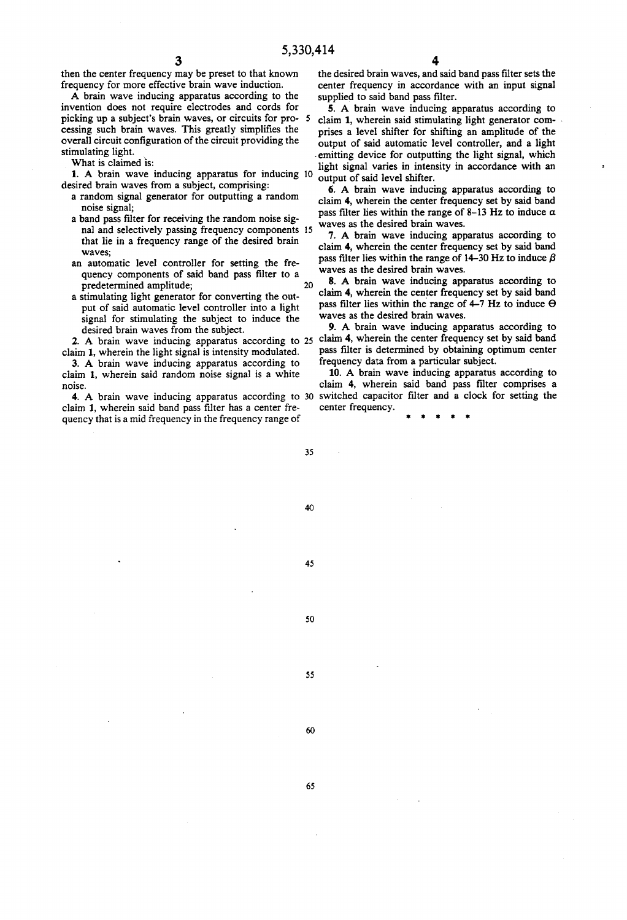then the center frequency may be preset to that known frequency for more effective brain wave induction.

A brain wave inducing apparatus according to the invention does not require electrodes and cords for picking up a subject's brain waves, or circuits for processing such brain waves. This greatly simplifies the overall circuit configuration of the circuit providing the stimulating light.

What is claimed is:

1. A brain wave inducing apparatus for inducing desired brain waves from a subject, comprising:
   - a random signal generator for outputting a random noise signal;
   - a band pass filter for receiving the random noise signal and selectively passing frequency components that lie in a frequency range of the desired brain waves;
   - an automatic level controller for setting the frequency components of said band pass filter to a predetermined amplitude;
   - a stimulating light generator for converting the output of said automatic level controller into a light signal for stimulating the subject to induce the desired brain waves from the subject.

2. A brain wave inducing apparatus according to claim 1, wherein the light signal is intensity modulated.

3. A brain wave inducing apparatus according to claim 1, wherein said random noise signal is a white noise.

4. A brain wave inducing apparatus according to claim 1, wherein said band pass filter has a center frequency that is a mid frequency in the frequency range of the desired brain waves, and said band pass filter sets the center frequency in accordance with an input signal supplied to said band pass filter.

5. A brain wave inducing apparatus according to claim 1, wherein said stimulating light generator comprises a level shifter for shifting an amplitude of the output of said automatic level controller, and a light emitting device for outputting the light signal, which light signal varies in intensity in accordance with an output of said level shifter.

6. A brain wave inducing apparatus according to claim 4, wherein the center frequency set by said band pass filter lies within the range of 8-13 Hz to induce $\alpha$ waves as the desired brain waves.

7. A brain wave inducing apparatus according to claim 4, wherein the center frequency set by said band pass filter lies within the range of 14-30 Hz to induce $\beta$ waves as the desired brain waves.

8. A brain wave inducing apparatus according to claim 4, wherein the center frequency set by said band pass filter lies within the range of 4-7 Hz to induce $\Theta$ waves as the desired brain waves.

9. A brain wave inducing apparatus according to claim 4, wherein the center frequency set by said band pass filter is determined by obtaining optimum center frequency data from a particular subject.

10. A brain wave inducing apparatus according to claim 4, wherein said band pass filter comprises a switched capacitor filter and a clock for setting the center frequency.

\* \* \* \* \*